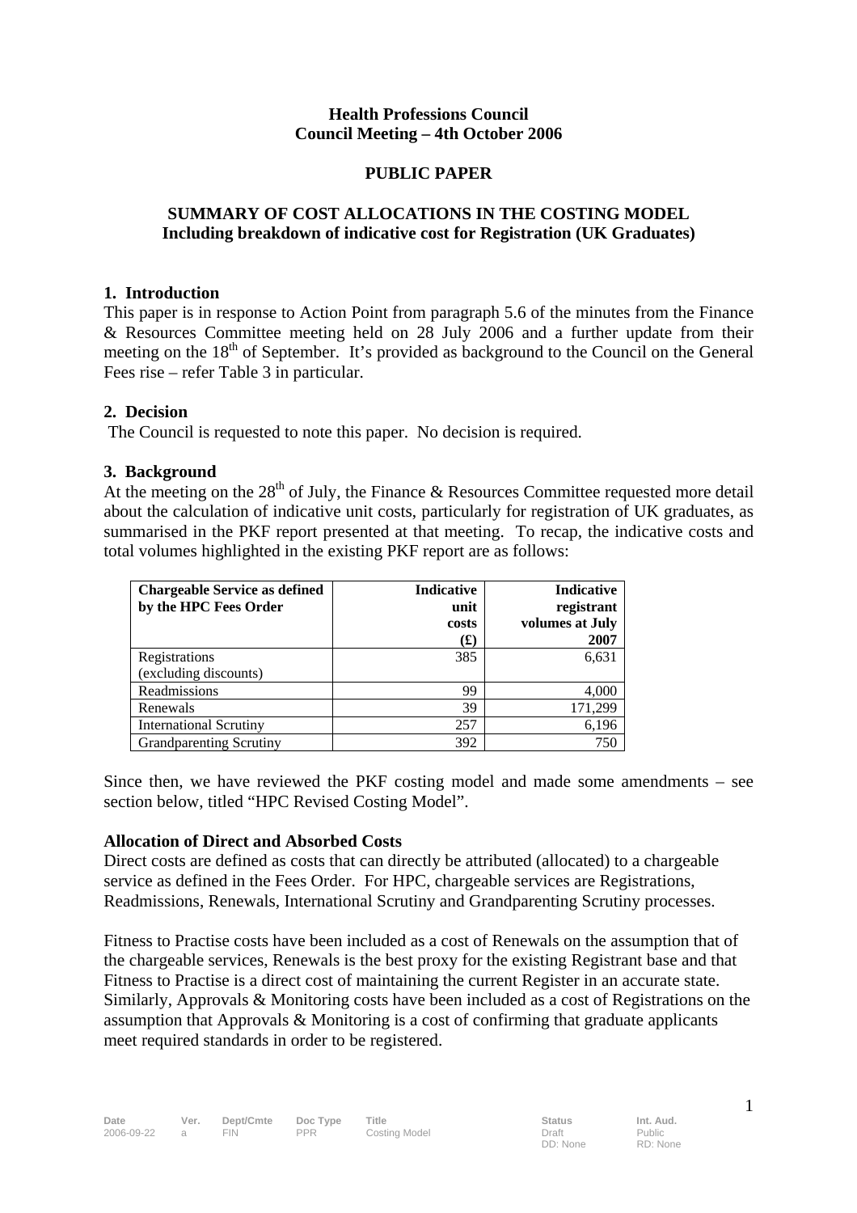**Health Professions Council**
**Council Meeting – 4th October 2006**

**PUBLIC PAPER**

**SUMMARY OF COST ALLOCATIONS IN THE COSTING MODEL**
**Including breakdown of indicative cost for Registration (UK Graduates)**

## 1. Introduction

This paper is in response to Action Point from paragraph 5.6 of the minutes from the Finance & Resources Committee meeting held on 28 July 2006 and a further update from their meeting on the 18th of September. It's provided as background to the Council on the General Fees rise – refer Table 3 in particular.

## 2. Decision

The Council is requested to note this paper. No decision is required.

## 3. Background

At the meeting on the 28th of July, the Finance & Resources Committee requested more detail about the calculation of indicative unit costs, particularly for registration of UK graduates, as summarised in the PKF report presented at that meeting. To recap, the indicative costs and total volumes highlighted in the existing PKF report are as follows:

| Chargeable Service as defined by the HPC Fees Order | Indicative unit costs (£) | Indicative registrant volumes at July 2007 |
|---|---|---|
| Registrations (excluding discounts) | 385 | 6,631 |
| Readmissions | 99 | 4,000 |
| Renewals | 39 | 171,299 |
| International Scrutiny | 257 | 6,196 |
| Grandparenting Scrutiny | 392 | 750 |

Since then, we have reviewed the PKF costing model and made some amendments – see section below, titled "HPC Revised Costing Model".

**Allocation of Direct and Absorbed Costs**

Direct costs are defined as costs that can directly be attributed (allocated) to a chargeable service as defined in the Fees Order. For HPC, chargeable services are Registrations, Readmissions, Renewals, International Scrutiny and Grandparenting Scrutiny processes.

Fitness to Practise costs have been included as a cost of Renewals on the assumption that of the chargeable services, Renewals is the best proxy for the existing Registrant base and that Fitness to Practise is a direct cost of maintaining the current Register in an accurate state. Similarly, Approvals & Monitoring costs have been included as a cost of Registrations on the assumption that Approvals & Monitoring is a cost of confirming that graduate applicants meet required standards in order to be registered.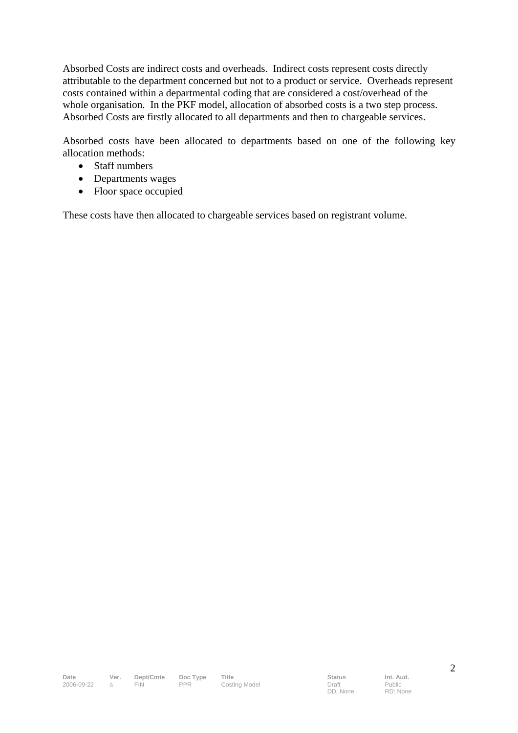Absorbed Costs are indirect costs and overheads. Indirect costs represent costs directly attributable to the department concerned but not to a product or service. Overheads represent costs contained within a departmental coding that are considered a cost/overhead of the whole organisation. In the PKF model, allocation of absorbed costs is a two step process. Absorbed Costs are firstly allocated to all departments and then to chargeable services.

Absorbed costs have been allocated to departments based on one of the following key allocation methods:

- Staff numbers
- Departments wages
- Floor space occupied

These costs have then allocated to chargeable services based on registrant volume.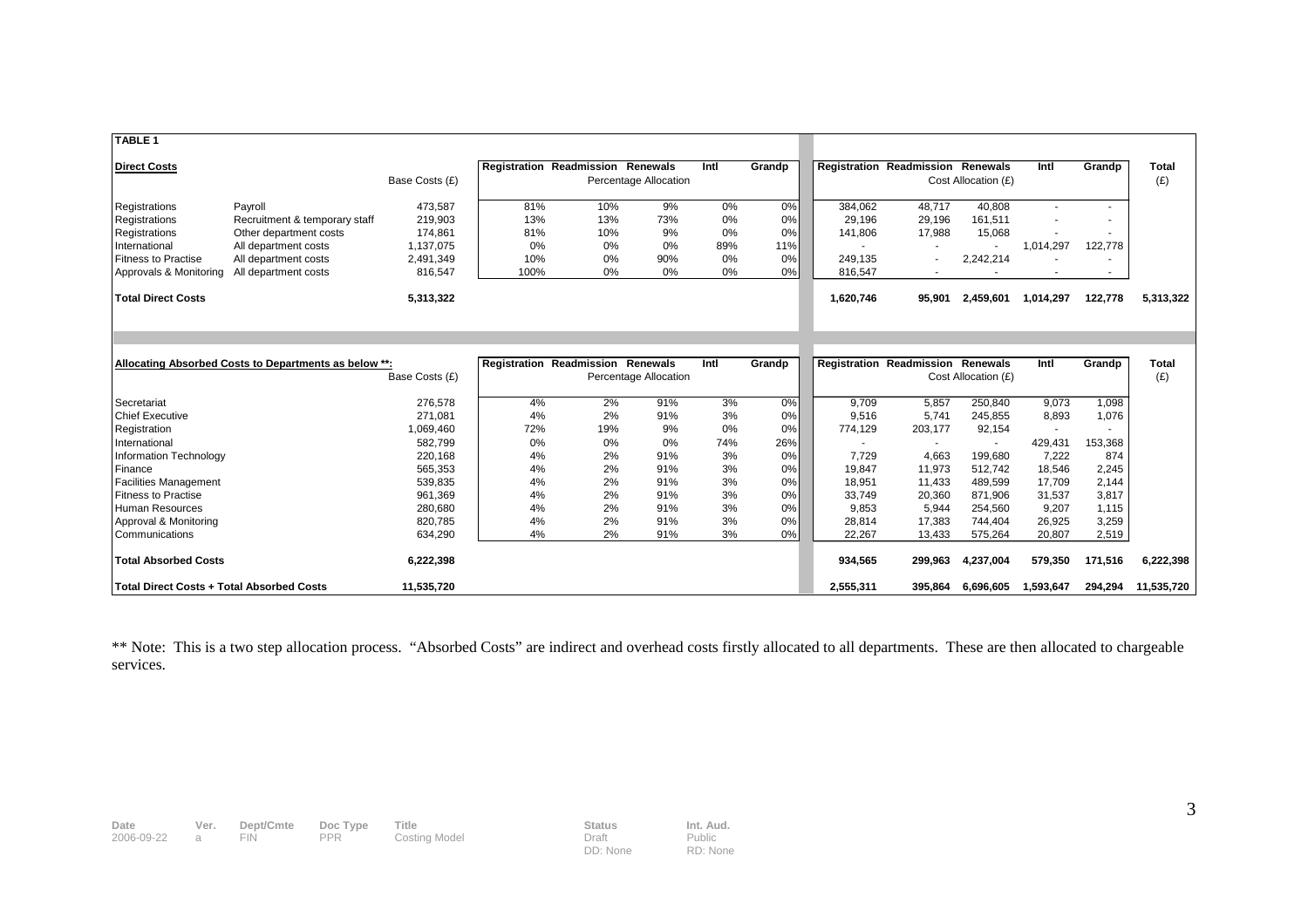**TABLE 1**

| Direct Costs | | Base Costs (£) | Registration | Readmission | Renewals | Intl | Grandp | Registration | Readmission | Renewals | Intl | Grandp | Total (£) |
|---|---|---|---|---|---|---|---|---|---|---|---|---|---|
| | | | Percentage Allocation | | | | | Cost Allocation (£) | | | | | |
| Registrations | Payroll | 473,587 | 81% | 10% | 9% | 0% | 0% | 384,062 | 48,717 | 40,808 | - | - | |
| Registrations | Recruitment & temporary staff | 219,903 | 13% | 13% | 73% | 0% | 0% | 29,196 | 29,196 | 161,511 | - | - | |
| Registrations | Other department costs | 174,861 | 81% | 10% | 9% | 0% | 0% | 141,806 | 17,988 | 15,068 | - | - | |
| International | All department costs | 1,137,075 | 0% | 0% | 0% | 89% | 11% | - | - | - | 1,014,297 | 122,778 | |
| Fitness to Practise | All department costs | 2,491,349 | 10% | 0% | 90% | 0% | 0% | 249,135 | - | 2,242,214 | - | - | |
| Approvals & Monitoring | All department costs | 816,547 | 100% | 0% | 0% | 0% | 0% | 816,547 | - | - | - | - | |
| **Total Direct Costs** | | **5,313,322** | | | | | | **1,620,746** | **95,901** | **2,459,601** | **1,014,297** | **122,778** | **5,313,322** |

| Allocating Absorbed Costs to Departments as below **: | Base Costs (£) | Registration | Readmission | Renewals | Intl | Grandp | Registration | Readmission | Renewals | Intl | Grandp | Total (£) |
|---|---|---|---|---|---|---|---|---|---|---|---|---|
| | | Percentage Allocation | | | | | Cost Allocation (£) | | | | | |
| Secretariat | 276,578 | 4% | 2% | 91% | 3% | 0% | 9,709 | 5,857 | 250,840 | 9,073 | 1,098 | |
| Chief Executive | 271,081 | 4% | 2% | 91% | 3% | 0% | 9,516 | 5,741 | 245,855 | 8,893 | 1,076 | |
| Registration | 1,069,460 | 72% | 19% | 9% | 0% | 0% | 774,129 | 203,177 | 92,154 | - | - | |
| International | 582,799 | 0% | 0% | 0% | 74% | 26% | - | - | - | 429,431 | 153,368 | |
| Information Technology | 220,168 | 4% | 2% | 91% | 3% | 0% | 7,729 | 4,663 | 199,680 | 7,222 | 874 | |
| Finance | 565,353 | 4% | 2% | 91% | 3% | 0% | 19,847 | 11,973 | 512,742 | 18,546 | 2,245 | |
| Facilities Management | 539,835 | 4% | 2% | 91% | 3% | 0% | 18,951 | 11,433 | 489,599 | 17,709 | 2,144 | |
| Fitness to Practise | 961,369 | 4% | 2% | 91% | 3% | 0% | 33,749 | 20,360 | 871,906 | 31,537 | 3,817 | |
| Human Resources | 280,680 | 4% | 2% | 91% | 3% | 0% | 9,853 | 5,944 | 254,560 | 9,207 | 1,115 | |
| Approval & Monitoring | 820,785 | 4% | 2% | 91% | 3% | 0% | 28,814 | 17,383 | 744,404 | 26,925 | 3,259 | |
| Communications | 634,290 | 4% | 2% | 91% | 3% | 0% | 22,267 | 13,433 | 575,264 | 20,807 | 2,519 | |
| **Total Absorbed Costs** | **6,222,398** | | | | | | **934,565** | **299,963** | **4,237,004** | **579,350** | **171,516** | **6,222,398** |
| **Total Direct Costs + Total Absorbed Costs** | **11,535,720** | | | | | | **2,555,311** | **395,864** | **6,696,605** | **1,593,647** | **294,294** | **11,535,720** |

** Note: This is a two step allocation process. "Absorbed Costs" are indirect and overhead costs firstly allocated to all departments. These are then allocated to chargeable services.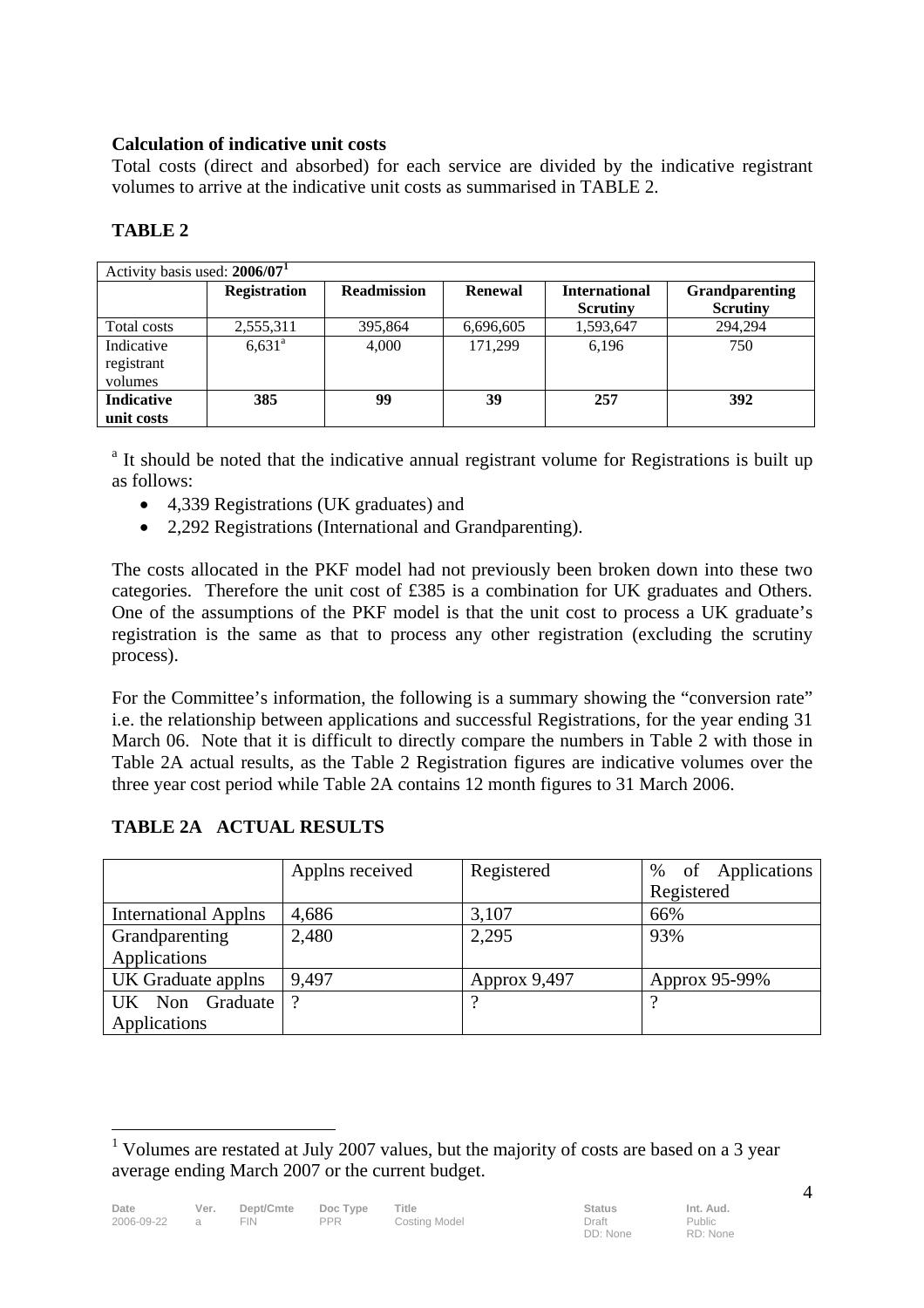**Calculation of indicative unit costs**

Total costs (direct and absorbed) for each service are divided by the indicative registrant volumes to arrive at the indicative unit costs as summarised in TABLE 2.

**TABLE 2**

| Activity basis used: **2006/07**[1] | | | | | |
|---|---|---|---|---|---|
| | **Registration** | **Readmission** | **Renewal** | **International Scrutiny** | **Grandparenting Scrutiny** |
| Total costs | 2,555,311 | 395,864 | 6,696,605 | 1,593,647 | 294,294 |
| Indicative registrant volumes | 6,631[a] | 4,000 | 171,299 | 6,196 | 750 |
| **Indicative unit costs** | **385** | **99** | **39** | **257** | **392** |

[a] It should be noted that the indicative annual registrant volume for Registrations is built up as follows:

- 4,339 Registrations (UK graduates) and
- 2,292 Registrations (International and Grandparenting).

The costs allocated in the PKF model had not previously been broken down into these two categories. Therefore the unit cost of £385 is a combination for UK graduates and Others. One of the assumptions of the PKF model is that the unit cost to process a UK graduate's registration is the same as that to process any other registration (excluding the scrutiny process).

For the Committee's information, the following is a summary showing the "conversion rate" i.e. the relationship between applications and successful Registrations, for the year ending 31 March 06. Note that it is difficult to directly compare the numbers in Table 2 with those in Table 2A actual results, as the Table 2 Registration figures are indicative volumes over the three year cost period while Table 2A contains 12 month figures to 31 March 2006.

**TABLE 2A ACTUAL RESULTS**

| | Applns received | Registered | % of Applications Registered |
|---|---|---|---|
| International Applns | 4,686 | 3,107 | 66% |
| Grandparenting Applications | 2,480 | 2,295 | 93% |
| UK Graduate applns | 9,497 | Approx 9,497 | Approx 95-99% |
| UK Non Graduate Applications | ? | ? | ? |

[1] Volumes are restated at July 2007 values, but the majority of costs are based on a 3 year average ending March 2007 or the current budget.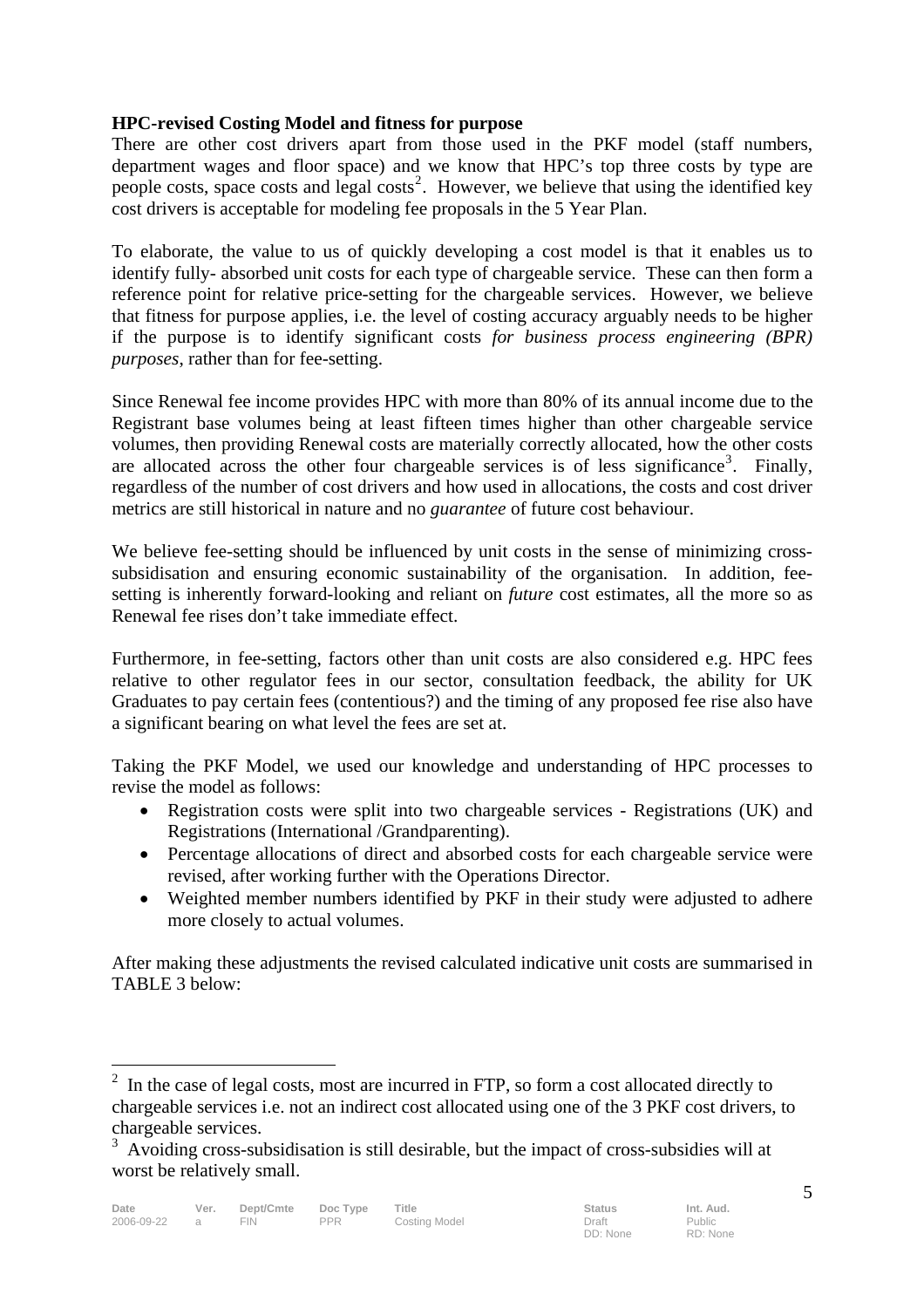**HPC-revised Costing Model and fitness for purpose**

There are other cost drivers apart from those used in the PKF model (staff numbers, department wages and floor space) and we know that HPC's top three costs by type are people costs, space costs and legal costs[2]. However, we believe that using the identified key cost drivers is acceptable for modeling fee proposals in the 5 Year Plan.

To elaborate, the value to us of quickly developing a cost model is that it enables us to identify fully- absorbed unit costs for each type of chargeable service. These can then form a reference point for relative price-setting for the chargeable services. However, we believe that fitness for purpose applies, i.e. the level of costing accuracy arguably needs to be higher if the purpose is to identify significant costs *for business process engineering (BPR) purposes*, rather than for fee-setting.

Since Renewal fee income provides HPC with more than 80% of its annual income due to the Registrant base volumes being at least fifteen times higher than other chargeable service volumes, then providing Renewal costs are materially correctly allocated, how the other costs are allocated across the other four chargeable services is of less significance[3]. Finally, regardless of the number of cost drivers and how used in allocations, the costs and cost driver metrics are still historical in nature and no *guarantee* of future cost behaviour.

We believe fee-setting should be influenced by unit costs in the sense of minimizing cross-subsidisation and ensuring economic sustainability of the organisation. In addition, fee-setting is inherently forward-looking and reliant on *future* cost estimates, all the more so as Renewal fee rises don't take immediate effect.

Furthermore, in fee-setting, factors other than unit costs are also considered e.g. HPC fees relative to other regulator fees in our sector, consultation feedback, the ability for UK Graduates to pay certain fees (contentious?) and the timing of any proposed fee rise also have a significant bearing on what level the fees are set at.

Taking the PKF Model, we used our knowledge and understanding of HPC processes to revise the model as follows:

- Registration costs were split into two chargeable services - Registrations (UK) and Registrations (International /Grandparenting).
- Percentage allocations of direct and absorbed costs for each chargeable service were revised, after working further with the Operations Director.
- Weighted member numbers identified by PKF in their study were adjusted to adhere more closely to actual volumes.

After making these adjustments the revised calculated indicative unit costs are summarised in TABLE 3 below:

---

[2] In the case of legal costs, most are incurred in FTP, so form a cost allocated directly to chargeable services i.e. not an indirect cost allocated using one of the 3 PKF cost drivers, to chargeable services.

[3] Avoiding cross-subsidisation is still desirable, but the impact of cross-subsidies will at worst be relatively small.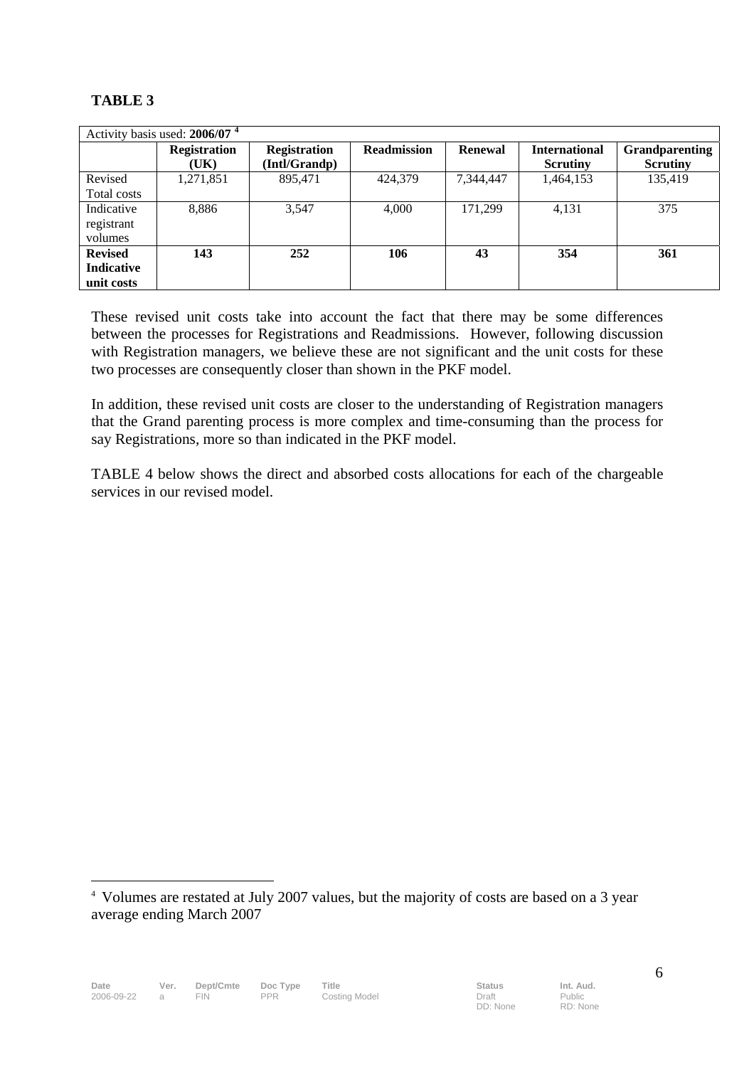**TABLE 3**

| Activity basis used: **2006/07** [4] | | | | | | |
|---|---|---|---|---|---|---|
| | **Registration (UK)** | **Registration (Intl/Grandp)** | **Readmission** | **Renewal** | **International Scrutiny** | **Grandparenting Scrutiny** |
| Revised Total costs | 1,271,851 | 895,471 | 424,379 | 7,344,447 | 1,464,153 | 135,419 |
| Indicative registrant volumes | 8,886 | 3,547 | 4,000 | 171,299 | 4,131 | 375 |
| **Revised Indicative unit costs** | **143** | **252** | **106** | **43** | **354** | **361** |

These revised unit costs take into account the fact that there may be some differences between the processes for Registrations and Readmissions. However, following discussion with Registration managers, we believe these are not significant and the unit costs for these two processes are consequently closer than shown in the PKF model.

In addition, these revised unit costs are closer to the understanding of Registration managers that the Grand parenting process is more complex and time-consuming than the process for say Registrations, more so than indicated in the PKF model.

TABLE 4 below shows the direct and absorbed costs allocations for each of the chargeable services in our revised model.

[4] Volumes are restated at July 2007 values, but the majority of costs are based on a 3 year average ending March 2007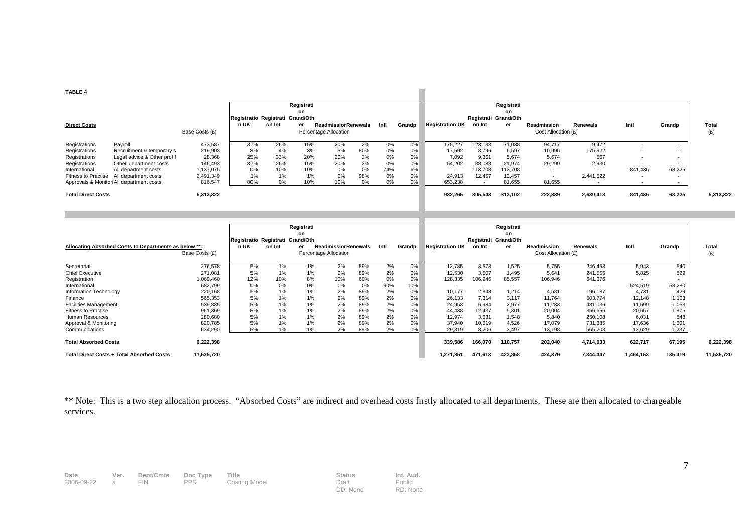**TABLE 4**

| Direct Costs | | Base Costs (£) | Registration UK | Registration Int | Registration Grand/Other | Readmission | Renewals | Intl | Grandp | Registration UK | Registration Int | Registration Grand/Other | Readmission | Renewals | Intl | Grandp | Total (£) |
|---|---|---|---|---|---|---|---|---|---|---|---|---|---|---|---|---|---|
| | | | Percentage Allocation | | | | | | | Cost Allocation (£) | | | | | | | |
| Registrations | Payroll | 473,587 | 37% | 26% | 15% | 20% | 2% | 0% | 0% | 175,227 | 123,133 | 71,038 | 94,717 | 9,472 | - | - | |
| Registrations | Recruitment & temporary s | 219,903 | 8% | 4% | 3% | 5% | 80% | 0% | 0% | 17,592 | 8,796 | 6,597 | 10,995 | 175,922 | - | - | |
| Registrations | Legal advice & Other prof f | 28,368 | 25% | 33% | 20% | 20% | 2% | 0% | 0% | 7,092 | 9,361 | 5,674 | 5,674 | 567 | - | - | |
| Registrations | Other department costs | 146,493 | 37% | 26% | 15% | 20% | 2% | 0% | 0% | 54,202 | 38,088 | 21,974 | 29,299 | 2,930 | - | - | |
| International | All department costs | 1,137,075 | 0% | 10% | 10% | 0% | 0% | 74% | 6% | - | 113,708 | 113,708 | - | - | 841,436 | 68,225 | |
| Fitness to Practise | All department costs | 2,491,349 | 1% | 1% | 1% | 0% | 98% | 0% | 0% | 24,913 | 12,457 | 12,457 | - | 2,441,522 | - | - | |
| Approvals & Monitori | All department costs | 816,547 | 80% | 0% | 10% | 10% | 0% | 0% | 0% | 653,238 | - | 81,655 | 81,655 | - | - | - | |
| **Total Direct Costs** | | **5,313,322** | | | | | | | | **932,265** | **305,543** | **313,102** | **222,339** | **2,630,413** | **841,436** | **68,225** | **5,313,322** |

| Allocating Absorbed Costs to Departments as below **: | Base Costs (£) | Registration UK | Registration Int | Registration Grand/Other | Readmission | Renewals | Intl | Grandp | Registration UK | Registration Int | Registration Grand/Other | Readmission | Renewals | Intl | Grandp | Total (£) |
|---|---|---|---|---|---|---|---|---|---|---|---|---|---|---|---|---|
| | | Percentage Allocation | | | | | | | Cost Allocation (£) | | | | | | | |
| Secretariat | 276,578 | 5% | 1% | 1% | 2% | 89% | 2% | 0% | 12,785 | 3,578 | 1,525 | 5,755 | 246,453 | 5,943 | 540 | |
| Chief Executive | 271,081 | 5% | 1% | 1% | 2% | 89% | 2% | 0% | 12,530 | 3,507 | 1,495 | 5,641 | 241,555 | 5,825 | 529 | |
| Registration | 1,069,460 | 12% | 10% | 8% | 10% | 60% | 0% | 0% | 128,335 | 106,946 | 85,557 | 106,946 | 641,676 | - | - | |
| International | 582,799 | 0% | 0% | 0% | 0% | 0% | 90% | 10% | - | - | - | - | - | 524,519 | 58,280 | |
| Information Technology | 220,168 | 5% | 1% | 1% | 2% | 89% | 2% | 0% | 10,177 | 2,848 | 1,214 | 4,581 | 196,187 | 4,731 | 429 | |
| Finance | 565,353 | 5% | 1% | 1% | 2% | 89% | 2% | 0% | 26,133 | 7,314 | 3,117 | 11,764 | 503,774 | 12,148 | 1,103 | |
| Facilities Management | 539,835 | 5% | 1% | 1% | 2% | 89% | 2% | 0% | 24,953 | 6,984 | 2,977 | 11,233 | 481,036 | 11,599 | 1,053 | |
| Fitness to Practise | 961,369 | 5% | 1% | 1% | 2% | 89% | 2% | 0% | 44,438 | 12,437 | 5,301 | 20,004 | 856,656 | 20,657 | 1,875 | |
| Human Resources | 280,680 | 5% | 1% | 1% | 2% | 89% | 2% | 0% | 12,974 | 3,631 | 1,548 | 5,840 | 250,108 | 6,031 | 548 | |
| Approval & Monitoring | 820,785 | 5% | 1% | 1% | 2% | 89% | 2% | 0% | 37,940 | 10,619 | 4,526 | 17,079 | 731,385 | 17,636 | 1,601 | |
| Communications | 634,290 | 5% | 1% | 1% | 2% | 89% | 2% | 0% | 29,319 | 8,206 | 3,497 | 13,198 | 565,203 | 13,629 | 1,237 | |
| **Total Absorbed Costs** | **6,222,398** | | | | | | | | **339,586** | **166,070** | **110,757** | **202,040** | **4,714,033** | **622,717** | **67,195** | **6,222,398** |
| **Total Direct Costs + Total Absorbed Costs** | **11,535,720** | | | | | | | | **1,271,851** | **471,613** | **423,858** | **424,379** | **7,344,447** | **1,464,153** | **135,419** | **11,535,720** |

** Note: This is a two step allocation process. "Absorbed Costs" are indirect and overhead costs firstly allocated to all departments. These are then allocated to chargeable services.

| Date | Ver. | Dept/Cmte | Doc Type | Title | Status | Int. Aud. |
|---|---|---|---|---|---|---|
| 2006-09-22 | a | FIN | PPR | Costing Model | Draft<br>DD: None | Public<br>RD: None |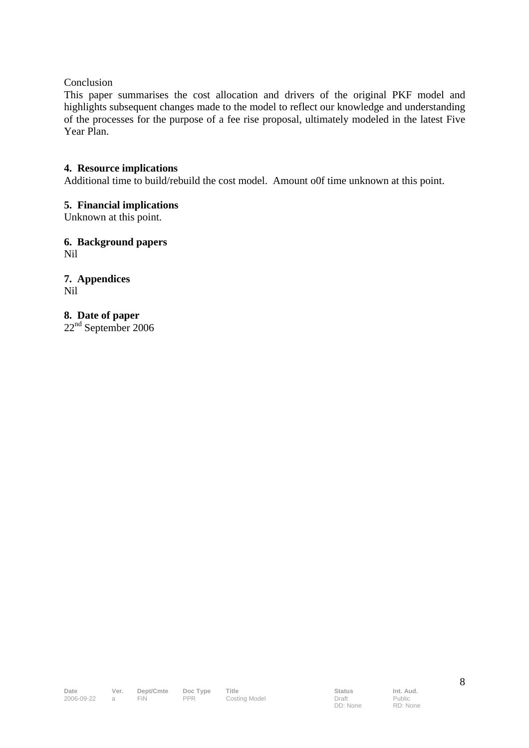Conclusion

This paper summarises the cost allocation and drivers of the original PKF model and highlights subsequent changes made to the model to reflect our knowledge and understanding of the processes for the purpose of a fee rise proposal, ultimately modeled in the latest Five Year Plan.

**4. Resource implications**

Additional time to build/rebuild the cost model. Amount o0f time unknown at this point.

**5. Financial implications**

Unknown at this point.

**6. Background papers**

Nil

**7. Appendices**

Nil

**8. Date of paper**

22nd September 2006